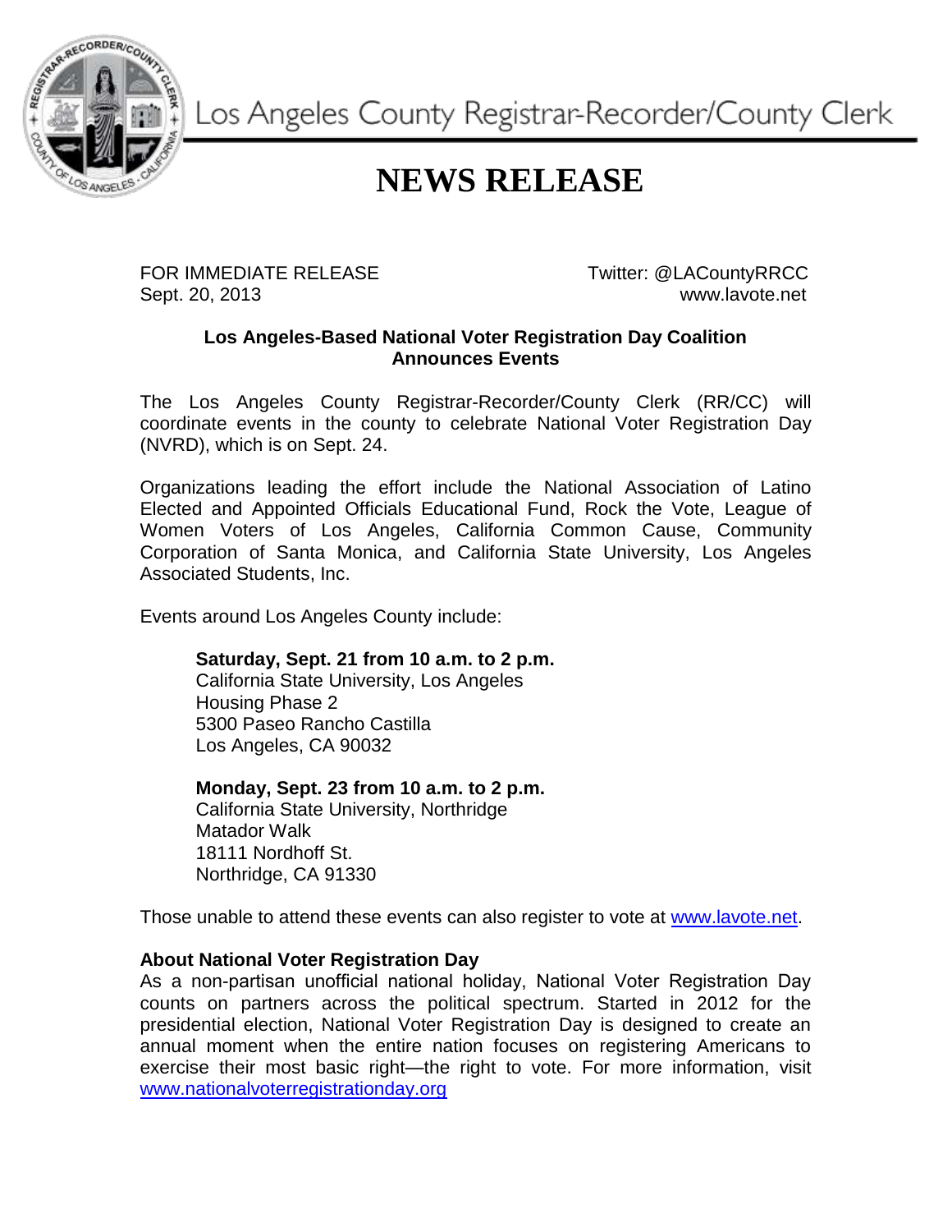Los Angeles County Registrar-Recorder/County Clerk

# NEWS RELEASE

FOR IMMEDIATE RELEASE
Sept. 20, 2013

Twitter: @LACountyRRCC
www.lavote.net

**Los Angeles-Based National Voter Registration Day Coalition Announces Events**

The Los Angeles County Registrar-Recorder/County Clerk (RR/CC) will coordinate events in the county to celebrate National Voter Registration Day (NVRD), which is on Sept. 24.

Organizations leading the effort include the National Association of Latino Elected and Appointed Officials Educational Fund, Rock the Vote, League of Women Voters of Los Angeles, California Common Cause, Community Corporation of Santa Monica, and California State University, Los Angeles Associated Students, Inc.

Events around Los Angeles County include:

**Saturday, Sept. 21 from 10 a.m. to 2 p.m.**
California State University, Los Angeles
Housing Phase 2
5300 Paseo Rancho Castilla
Los Angeles, CA 90032

**Monday, Sept. 23 from 10 a.m. to 2 p.m.**
California State University, Northridge
Matador Walk
18111 Nordhoff St.
Northridge, CA 91330

Those unable to attend these events can also register to vote at www.lavote.net.

**About National Voter Registration Day**
As a non-partisan unofficial national holiday, National Voter Registration Day counts on partners across the political spectrum. Started in 2012 for the presidential election, National Voter Registration Day is designed to create an annual moment when the entire nation focuses on registering Americans to exercise their most basic right—the right to vote. For more information, visit www.nationalvoterregistrationday.org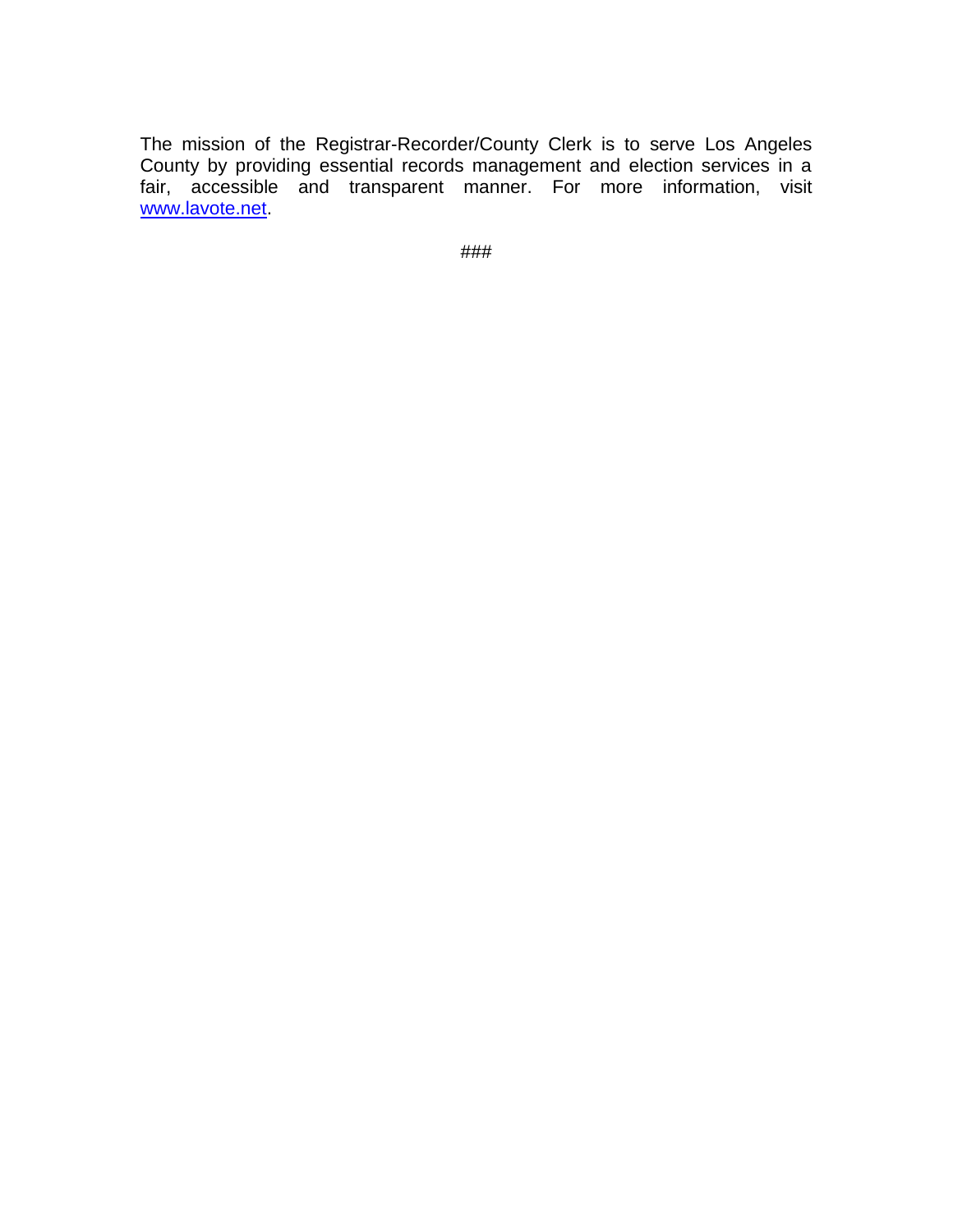The mission of the Registrar-Recorder/County Clerk is to serve Los Angeles County by providing essential records management and election services in a fair, accessible and transparent manner. For more information, visit www.lavote.net.

###